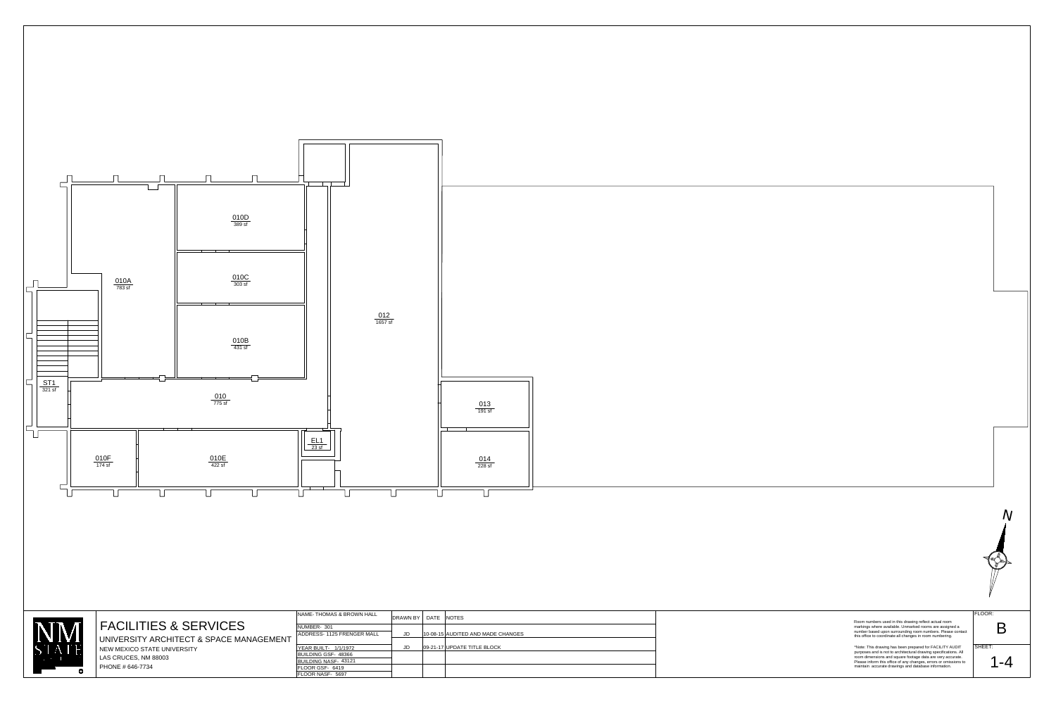010D
389 sf

010C
303 sf

010A
783 sf

012
1657 sf

010B
431 sf

ST1
321 sf

010
775 sf

013
191 sf

EL1
23 sf

010F
174 sf

010E
422 sf

014
228 sf

N

# FACILITIES & SERVICES

UNIVERSITY ARCHITECT & SPACE MANAGEMENT

NEW MEXICO STATE UNIVERSITY
LAS CRUCES, NM 88003
PHONE # 646-7734

| | | | |
|---|---|---|---|
| NAME- THOMAS & BROWN HALL | DRAWN BY | DATE | NOTES |
| NUMBER- 301 | | | |
| ADDRESS- 1125 FRENGER MALL | JD | 10-08-15 | AUDITED AND MADE CHANGES |
| YEAR BUILT- 1/1/1972 | JD | 09-21-17 | UPDATE TITLE BLOCK |
| BUILDING GSF- 48366 | | | |
| BUILDING NASF- 43121 | | | |
| FLOOR GSF- 6419 | | | |
| FLOOR NASF- 5697 | | | |

Room numbers used in this drawing reflect actual room markings where available. Unmarked rooms are assigned a number based upon surrounding room numbers. Please contact this office to coordinate all changes in room numbering.

*Note: This drawing has been prepared for FACILITY AUDIT purposes and is not to architectural drawing specifications. All room dimensions and square footage data are very accurate. Please inform this office of any changes, errors or omissions to maintain accurate drawings and database information.

FLOOR: B

SHEET: 1-4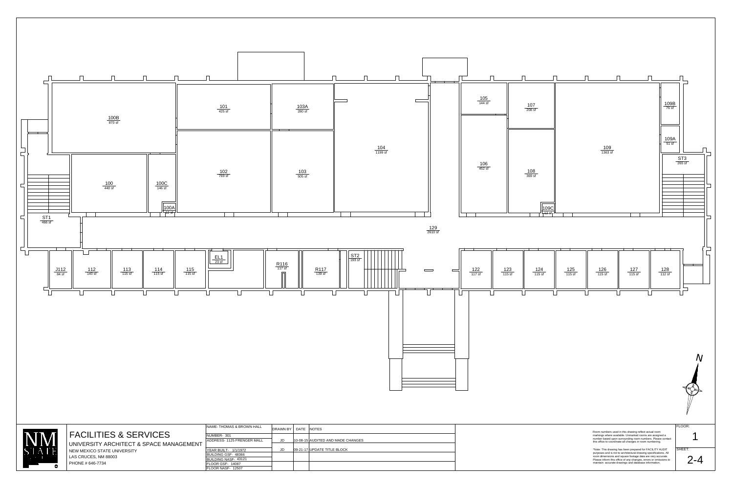100B
870 sf

101
425 sf

103A
280 sf

104
1199 sf

105
144 sf

107
208 sf

109
1363 sf

109B
76 sf

109A
51 sf

ST3
265 sf

100
440 sf

100C
146 sf

100A
12 sf

102
769 sf

103
505 sf

106
452 sf

108
369 sf

109C
12 sf

ST1
466 sf

129
2610 sf

J112
84 sf

112
140 sf

113
115 sf

114
115 sf

115
115 sf

EL1
23 sf

R116
117 sf

R117
139 sf

ST2
193 sf

122
117 sf

123
115 sf

124
115 sf

125
115 sf

126
115 sf

127
115 sf

128
112 sf

N

# FACILITIES & SERVICES

UNIVERSITY ARCHITECT & SPACE MANAGEMENT

NEW MEXICO STATE UNIVERSITY

LAS CRUCES, NM 88003

PHONE # 646-7734

NAME- THOMAS & BROWN HALL

NUMBER- 301

ADDRESS- 1125 FRENGER MALL

YEAR BUILT- 1/1/1972

BUILDING GSF- 48366

BUILDING NASF- 43121

FLOOR GSF- 14087

FLOOR NASF- 12507

| DRAWN BY | DATE | NOTES |
|---|---|---|
| JD | 10-08-15 | AUDITED AND MADE CHANGES |
| JD | 09-21-17 | UPDATE TITLE BLOCK |

Room numbers used in this drawing reflect actual room markings where available. Unmarked rooms are assigned a number based upon surrounding room numbers. Please contact this office to coordinate all changes in room numbering.

*Note: This drawing has been prepared for FACILITY AUDIT purposes and is not to architectural drawing specifications. All room dimensions and square footage data are very accurate. Please inform this office of any changes, errors or omissions to maintain accurate drawings and database information.

FLOOR:
1

SHEET:
2-4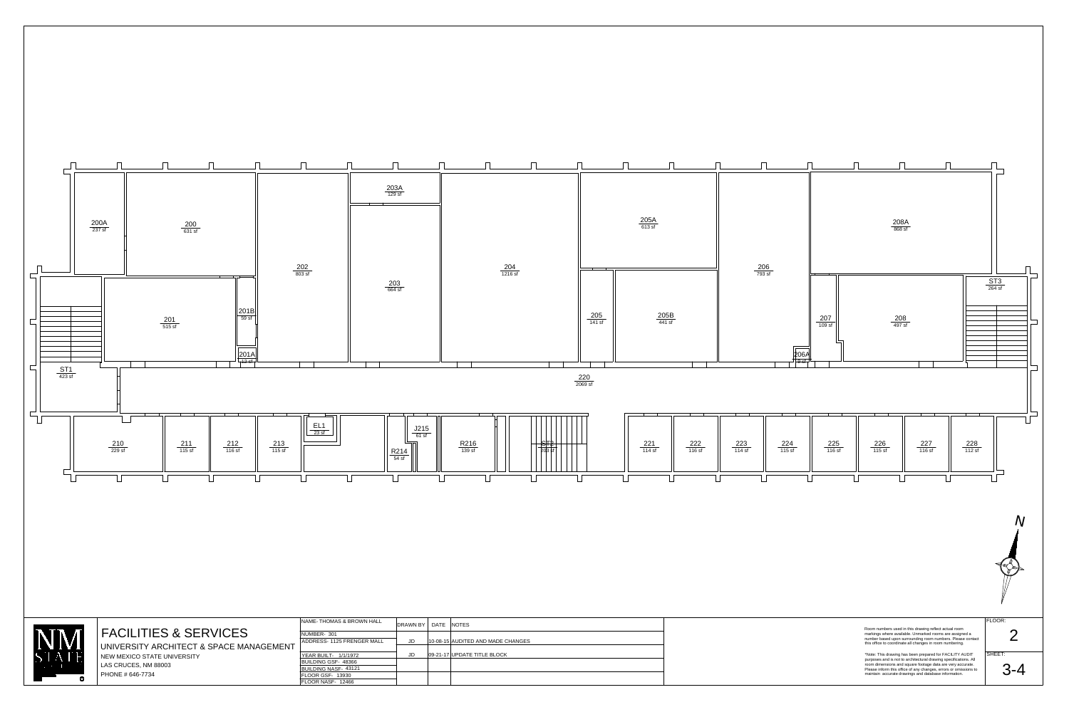200A
237 sf

200
631 sf

202
803 sf

203A
129 sf

203
664 sf

204
1216 sf

205A
613 sf

206
793 sf

208A
868 sf

201
515 sf

201B
59 sf

201A
13 sf

205
141 sf

205B
441 sf

206A

207
109 sf

208
497 sf

ST3
264 sf

ST1
423 sf

220
2069 sf

210
229 sf

211
115 sf

212
116 sf

213
115 sf

EL1
23 sf

J215
61 sf

R214
54 sf

R216
139 sf

ST2
203 sf

221
114 sf

222
116 sf

223
114 sf

224
115 sf

225
116 sf

226
115 sf

227
116 sf

228
112 sf

N

# FACILITIES & SERVICES

UNIVERSITY ARCHITECT & SPACE MANAGEMENT

NEW MEXICO STATE UNIVERSITY
LAS CRUCES, NM 88003
PHONE # 646-7734

| | DRAWN BY | DATE | NOTES |
|---|---|---|---|
| NAME- THOMAS & BROWN HALL | | | |
| NUMBER- 301 | JD | 10-08-15 | AUDITED AND MADE CHANGES |
| ADDRESS- 1125 FRENGER MALL | | | |
| YEAR BUILT- 1/1/1972 | JD | 09-21-17 | UPDATE TITLE BLOCK |
| BUILDING GSF- 48366 | | | |
| BUILDING NASF- 43121 | | | |
| FLOOR GSF- 13930 | | | |
| FLOOR NASF- 12466 | | | |

Room numbers used in this drawing reflect actual room markings where available. Unmarked rooms are assigned a number based upon surrounding room numbers. Please contact this office to coordinate all changes in room numbering.

*Note: This drawing has been prepared for FACILITY AUDIT purposes and is not to architectural drawing specifications. All room dimensions and square footage data are very accurate. Please inform this office of any changes, errors or omissions to maintain accurate drawings and database information.

FLOOR: 2

SHEET: 3-4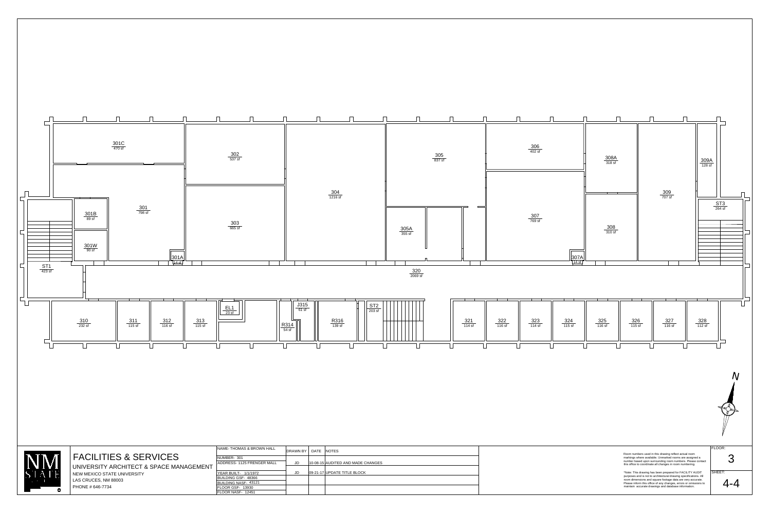301C
470 sf

302
537 sf

305
837 sf

306
402 sf

308A
318 sf

309A
128 sf

304
1216 sf

309
707 sf

ST3
264 sf

301
798 sf

301B
89 sf

303
665 sf

307
769 sf

305A
355 sf

308
310 sf

301W
90 sf

301A
14 sf

307A
14 sf

ST1
423 sf

320
2069 sf

J315
61 sf

EL1
23 sf

ST2
203 sf

310
232 sf

311
115 sf

312
116 sf

313
115 sf

R314
54 sf

R316
139 sf

321
114 sf

322
116 sf

323
114 sf

324
115 sf

325
116 sf

326
115 sf

327
116 sf

328
112 sf

N

NM STATE

FACILITIES & SERVICES

UNIVERSITY ARCHITECT & SPACE MANAGEMENT

NEW MEXICO STATE UNIVERSITY

LAS CRUCES, NM 88003

PHONE # 646-7734

| | | | |
|---|---|---|---|
| NAME- THOMAS & BROWN HALL | DRAWN BY | DATE | NOTES |
| NUMBER- 301 | | | |
| ADDRESS- 1125 FRENGER MALL | JD | 10-08-15 | AUDITED AND MADE CHANGES |
| YEAR BUILT- 1/1/1972 | JD | 09-21-17 | UPDATE TITLE BLOCK |
| BUILDING GSF- 48366 | | | |
| BUILDING NASF- 43121 | | | |
| FLOOR GSF- 13930 | | | |
| FLOOR NASF- 12451 | | | |

Room numbers used in this drawing reflect actual room markings where available. Unmarked rooms are assigned a number based upon surrounding room numbers. Please contact this office to coordinate all changes in room numbering.

*Note: This drawing has been prepared for FACILITY AUDIT purposes and is not to architectural drawing specifications. All room dimensions and square footage data are very accurate. Please inform this office of any changes, errors or omissions to maintain accurate drawings and database information.

FLOOR: 3

SHEET: 4-4